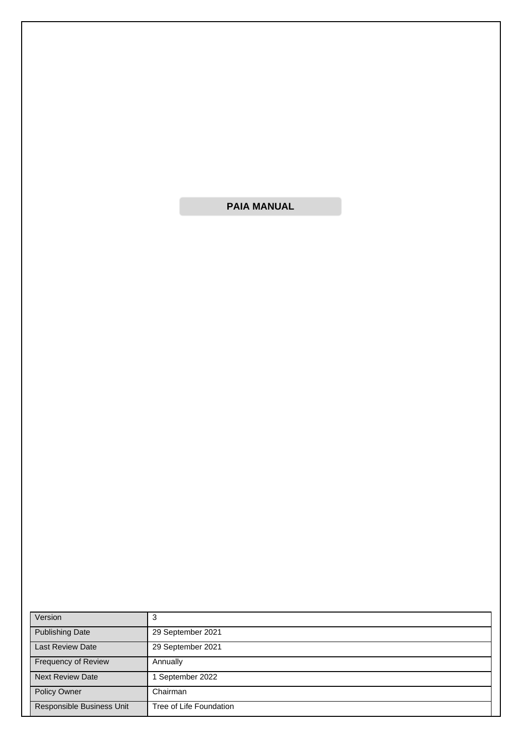# PAIA MANUAL

| Version | 3 |
| --- | --- |
| Publishing Date | 29 September 2021 |
| Last Review Date | 29 September 2021 |
| Frequency of Review | Annually |
| Next Review Date | 1 September 2022 |
| Policy Owner | Chairman |
| Responsible Business Unit | Tree of Life Foundation |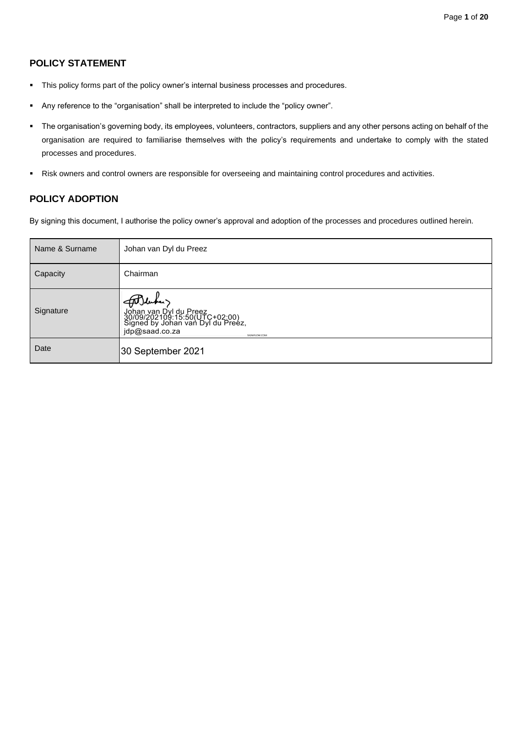## POLICY STATEMENT

- This policy forms part of the policy owner's internal business processes and procedures.
- Any reference to the "organisation" shall be interpreted to include the "policy owner".
- The organisation's governing body, its employees, volunteers, contractors, suppliers and any other persons acting on behalf of the organisation are required to familiarise themselves with the policy's requirements and undertake to comply with the stated processes and procedures.
- Risk owners and control owners are responsible for overseeing and maintaining control procedures and activities.

## POLICY ADOPTION

By signing this document, I authorise the policy owner's approval and adoption of the processes and procedures outlined herein.

| Name & Surname | Johan van Dyl du Preez |
|---|---|
| Capacity | Chairman |
| Signature | Johan van Dyl du Preez 30/09/202109:15:50(UTC+02:00) Signed by Johan van Dyl du Preez, jdp@saad.co.za SIGNIFLOW.COM |
| Date | 30 September 2021 |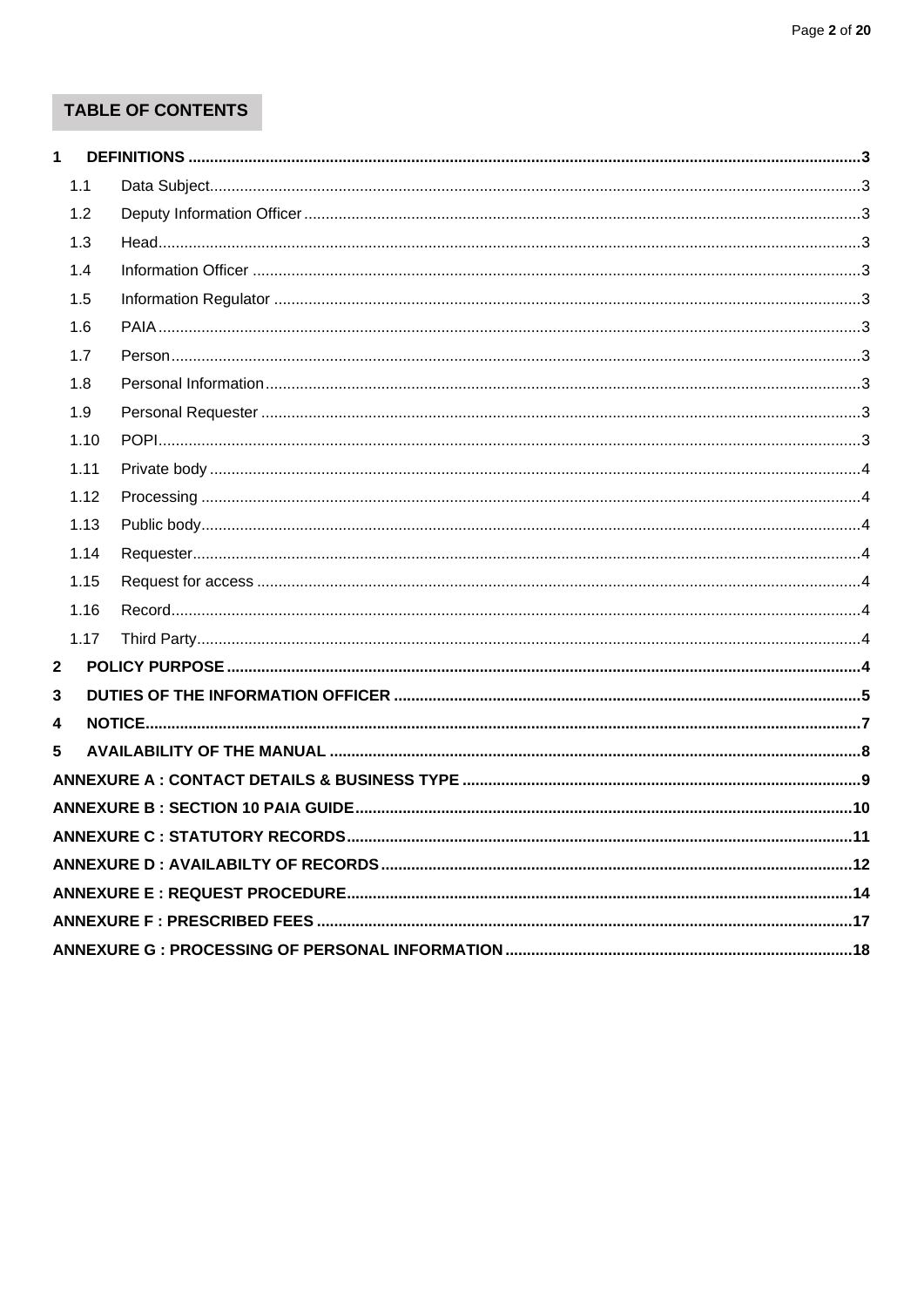## TABLE OF CONTENTS

**1 DEFINITIONS** ........ **3**

- 1.1 Data Subject ........ 3
- 1.2 Deputy Information Officer ........ 3
- 1.3 Head ........ 3
- 1.4 Information Officer ........ 3
- 1.5 Information Regulator ........ 3
- 1.6 PAIA ........ 3
- 1.7 Person ........ 3
- 1.8 Personal Information ........ 3
- 1.9 Personal Requester ........ 3
- 1.10 POPI ........ 3
- 1.11 Private body ........ 4
- 1.12 Processing ........ 4
- 1.13 Public body ........ 4
- 1.14 Requester ........ 4
- 1.15 Request for access ........ 4
- 1.16 Record ........ 4
- 1.17 Third Party ........ 4

**2 POLICY PURPOSE** ........ **4**

**3 DUTIES OF THE INFORMATION OFFICER** ........ **5**

**4 NOTICE** ........ **7**

**5 AVAILABILITY OF THE MANUAL** ........ **8**

**ANNEXURE A : CONTACT DETAILS & BUSINESS TYPE** ........ **9**

**ANNEXURE B : SECTION 10 PAIA GUIDE** ........ **10**

**ANNEXURE C : STATUTORY RECORDS** ........ **11**

**ANNEXURE D : AVAILABILTY OF RECORDS** ........ **12**

**ANNEXURE E : REQUEST PROCEDURE** ........ **14**

**ANNEXURE F : PRESCRIBED FEES** ........ **17**

**ANNEXURE G : PROCESSING OF PERSONAL INFORMATION** ........ **18**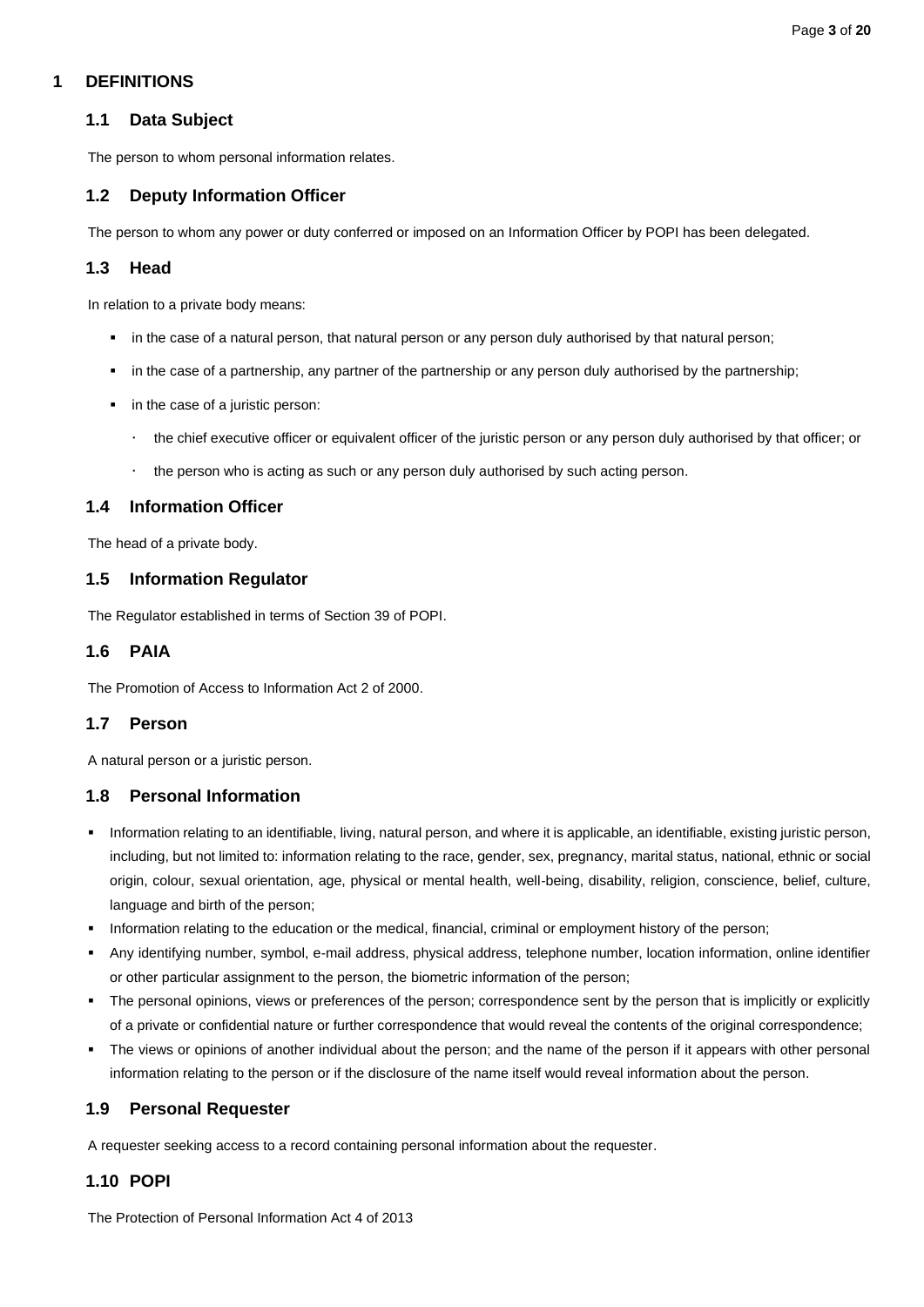# 1 DEFINITIONS

## 1.1 Data Subject

The person to whom personal information relates.

## 1.2 Deputy Information Officer

The person to whom any power or duty conferred or imposed on an Information Officer by POPI has been delegated.

## 1.3 Head

In relation to a private body means:

- in the case of a natural person, that natural person or any person duly authorised by that natural person;
- in the case of a partnership, any partner of the partnership or any person duly authorised by the partnership;
- in the case of a juristic person:
  - the chief executive officer or equivalent officer of the juristic person or any person duly authorised by that officer; or
  - the person who is acting as such or any person duly authorised by such acting person.

## 1.4 Information Officer

The head of a private body.

## 1.5 Information Regulator

The Regulator established in terms of Section 39 of POPI.

## 1.6 PAIA

The Promotion of Access to Information Act 2 of 2000.

## 1.7 Person

A natural person or a juristic person.

## 1.8 Personal Information

- Information relating to an identifiable, living, natural person, and where it is applicable, an identifiable, existing juristic person, including, but not limited to: information relating to the race, gender, sex, pregnancy, marital status, national, ethnic or social origin, colour, sexual orientation, age, physical or mental health, well-being, disability, religion, conscience, belief, culture, language and birth of the person;
- Information relating to the education or the medical, financial, criminal or employment history of the person;
- Any identifying number, symbol, e-mail address, physical address, telephone number, location information, online identifier or other particular assignment to the person, the biometric information of the person;
- The personal opinions, views or preferences of the person; correspondence sent by the person that is implicitly or explicitly of a private or confidential nature or further correspondence that would reveal the contents of the original correspondence;
- The views or opinions of another individual about the person; and the name of the person if it appears with other personal information relating to the person or if the disclosure of the name itself would reveal information about the person.

## 1.9 Personal Requester

A requester seeking access to a record containing personal information about the requester.

## 1.10 POPI

The Protection of Personal Information Act 4 of 2013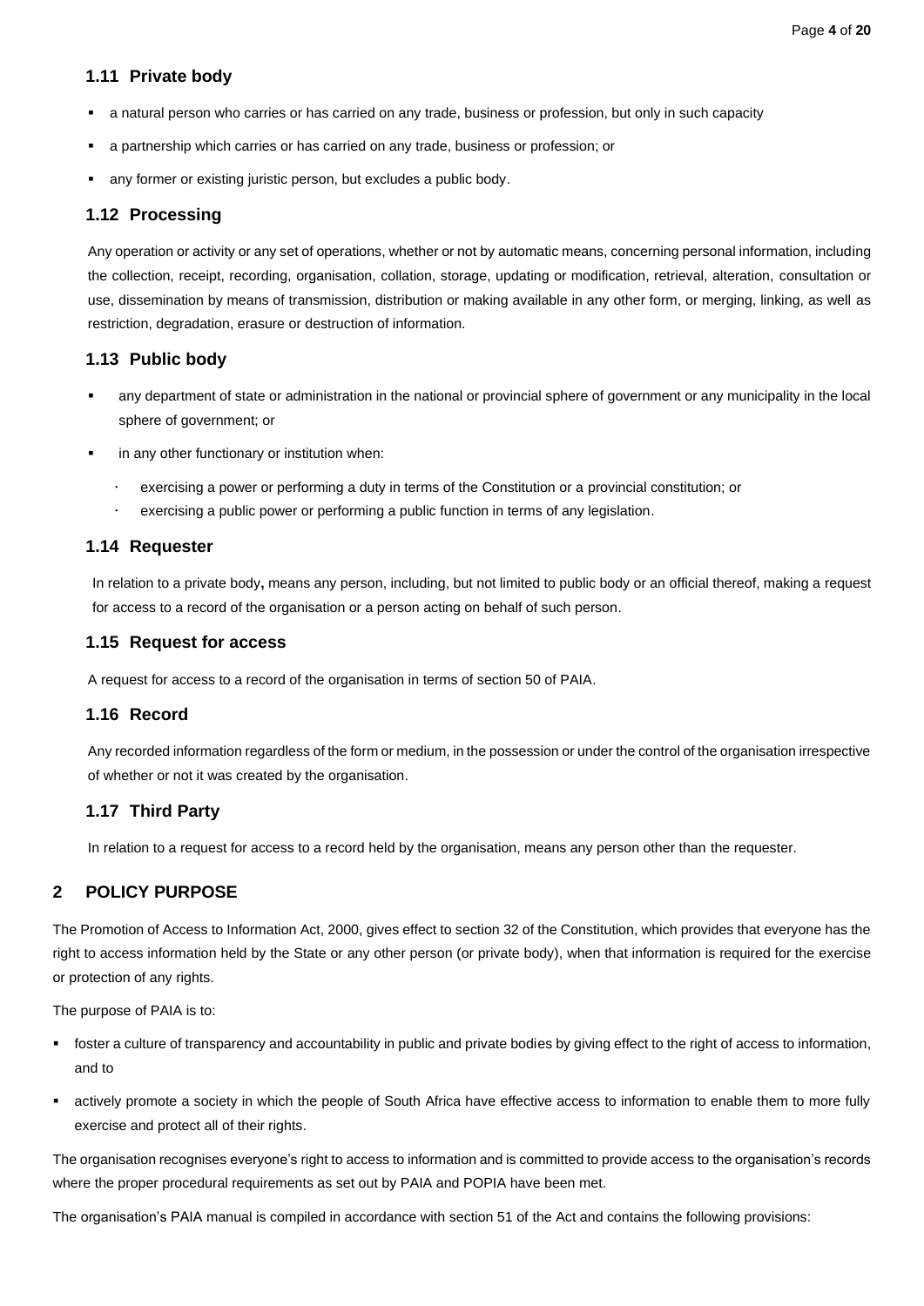### 1.11 Private body

- a natural person who carries or has carried on any trade, business or profession, but only in such capacity
- a partnership which carries or has carried on any trade, business or profession; or
- any former or existing juristic person, but excludes a public body.

### 1.12 Processing

Any operation or activity or any set of operations, whether or not by automatic means, concerning personal information, including the collection, receipt, recording, organisation, collation, storage, updating or modification, retrieval, alteration, consultation or use, dissemination by means of transmission, distribution or making available in any other form, or merging, linking, as well as restriction, degradation, erasure or destruction of information.

### 1.13 Public body

- any department of state or administration in the national or provincial sphere of government or any municipality in the local sphere of government; or
- in any other functionary or institution when:
  - exercising a power or performing a duty in terms of the Constitution or a provincial constitution; or
  - exercising a public power or performing a public function in terms of any legislation.

### 1.14 Requester

In relation to a private body**,** means any person, including, but not limited to public body or an official thereof, making a request for access to a record of the organisation or a person acting on behalf of such person.

### 1.15 Request for access

A request for access to a record of the organisation in terms of section 50 of PAIA.

### 1.16 Record

Any recorded information regardless of the form or medium, in the possession or under the control of the organisation irrespective of whether or not it was created by the organisation.

### 1.17 Third Party

In relation to a request for access to a record held by the organisation, means any person other than the requester.

## 2 POLICY PURPOSE

The Promotion of Access to Information Act, 2000, gives effect to section 32 of the Constitution, which provides that everyone has the right to access information held by the State or any other person (or private body), when that information is required for the exercise or protection of any rights.

The purpose of PAIA is to:

- foster a culture of transparency and accountability in public and private bodies by giving effect to the right of access to information, and to
- actively promote a society in which the people of South Africa have effective access to information to enable them to more fully exercise and protect all of their rights.

The organisation recognises everyone's right to access to information and is committed to provide access to the organisation's records where the proper procedural requirements as set out by PAIA and POPIA have been met.

The organisation's PAIA manual is compiled in accordance with section 51 of the Act and contains the following provisions: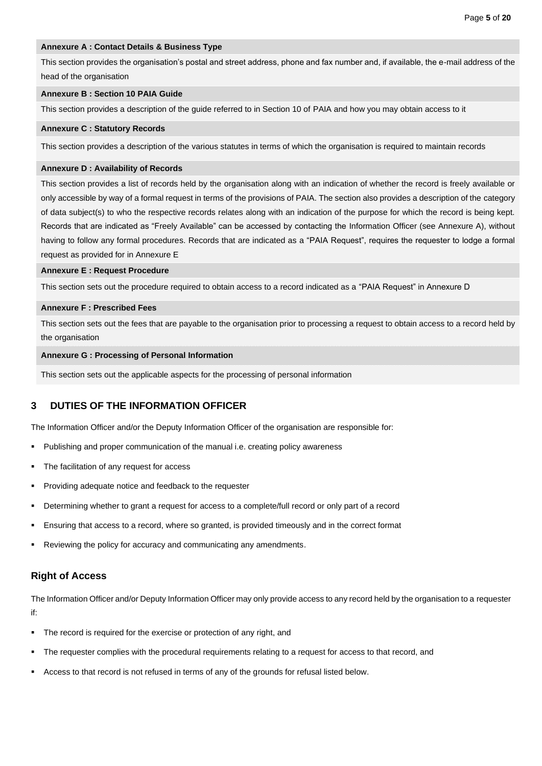**Annexure A : Contact Details & Business Type**

This section provides the organisation's postal and street address, phone and fax number and, if available, the e-mail address of the head of the organisation

**Annexure B : Section 10 PAIA Guide**

This section provides a description of the guide referred to in Section 10 of PAIA and how you may obtain access to it

**Annexure C : Statutory Records**

This section provides a description of the various statutes in terms of which the organisation is required to maintain records

**Annexure D : Availability of Records**

This section provides a list of records held by the organisation along with an indication of whether the record is freely available or only accessible by way of a formal request in terms of the provisions of PAIA. The section also provides a description of the category of data subject(s) to who the respective records relates along with an indication of the purpose for which the record is being kept. Records that are indicated as "Freely Available" can be accessed by contacting the Information Officer (see Annexure A), without having to follow any formal procedures. Records that are indicated as a "PAIA Request", requires the requester to lodge a formal request as provided for in Annexure E

**Annexure E : Request Procedure**

This section sets out the procedure required to obtain access to a record indicated as a "PAIA Request" in Annexure D

**Annexure F : Prescribed Fees**

This section sets out the fees that are payable to the organisation prior to processing a request to obtain access to a record held by the organisation

**Annexure G : Processing of Personal Information**

This section sets out the applicable aspects for the processing of personal information

## 3 DUTIES OF THE INFORMATION OFFICER

The Information Officer and/or the Deputy Information Officer of the organisation are responsible for:

- Publishing and proper communication of the manual i.e. creating policy awareness
- The facilitation of any request for access
- Providing adequate notice and feedback to the requester
- Determining whether to grant a request for access to a complete/full record or only part of a record
- Ensuring that access to a record, where so granted, is provided timeously and in the correct format
- Reviewing the policy for accuracy and communicating any amendments.

### Right of Access

The Information Officer and/or Deputy Information Officer may only provide access to any record held by the organisation to a requester if:

- The record is required for the exercise or protection of any right, and
- The requester complies with the procedural requirements relating to a request for access to that record, and
- Access to that record is not refused in terms of any of the grounds for refusal listed below.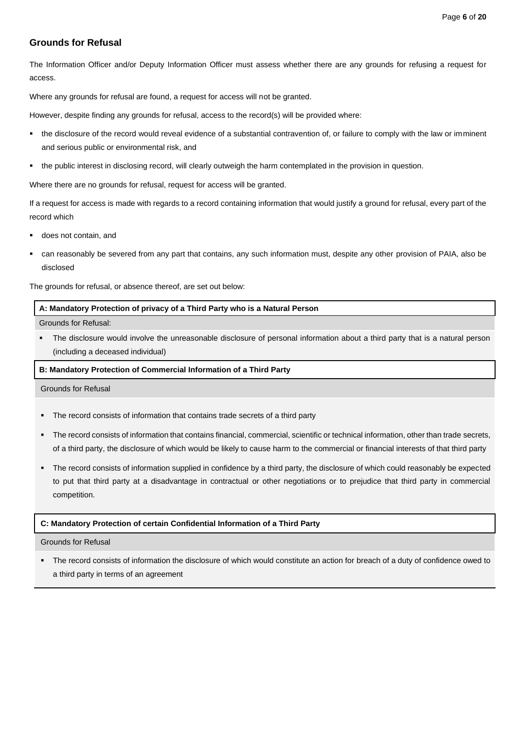## Grounds for Refusal

The Information Officer and/or Deputy Information Officer must assess whether there are any grounds for refusing a request for access.

Where any grounds for refusal are found, a request for access will not be granted.

However, despite finding any grounds for refusal, access to the record(s) will be provided where:

- the disclosure of the record would reveal evidence of a substantial contravention of, or failure to comply with the law or imminent and serious public or environmental risk, and
- the public interest in disclosing record, will clearly outweigh the harm contemplated in the provision in question.

Where there are no grounds for refusal, request for access will be granted.

If a request for access is made with regards to a record containing information that would justify a ground for refusal, every part of the record which

- does not contain, and
- can reasonably be severed from any part that contains, any such information must, despite any other provision of PAIA, also be disclosed

The grounds for refusal, or absence thereof, are set out below:

**A: Mandatory Protection of privacy of a Third Party who is a Natural Person**

Grounds for Refusal:

- The disclosure would involve the unreasonable disclosure of personal information about a third party that is a natural person (including a deceased individual)

**B: Mandatory Protection of Commercial Information of a Third Party**

Grounds for Refusal

- The record consists of information that contains trade secrets of a third party
- The record consists of information that contains financial, commercial, scientific or technical information, other than trade secrets, of a third party, the disclosure of which would be likely to cause harm to the commercial or financial interests of that third party
- The record consists of information supplied in confidence by a third party, the disclosure of which could reasonably be expected to put that third party at a disadvantage in contractual or other negotiations or to prejudice that third party in commercial competition.

**C: Mandatory Protection of certain Confidential Information of a Third Party**

Grounds for Refusal

- The record consists of information the disclosure of which would constitute an action for breach of a duty of confidence owed to a third party in terms of an agreement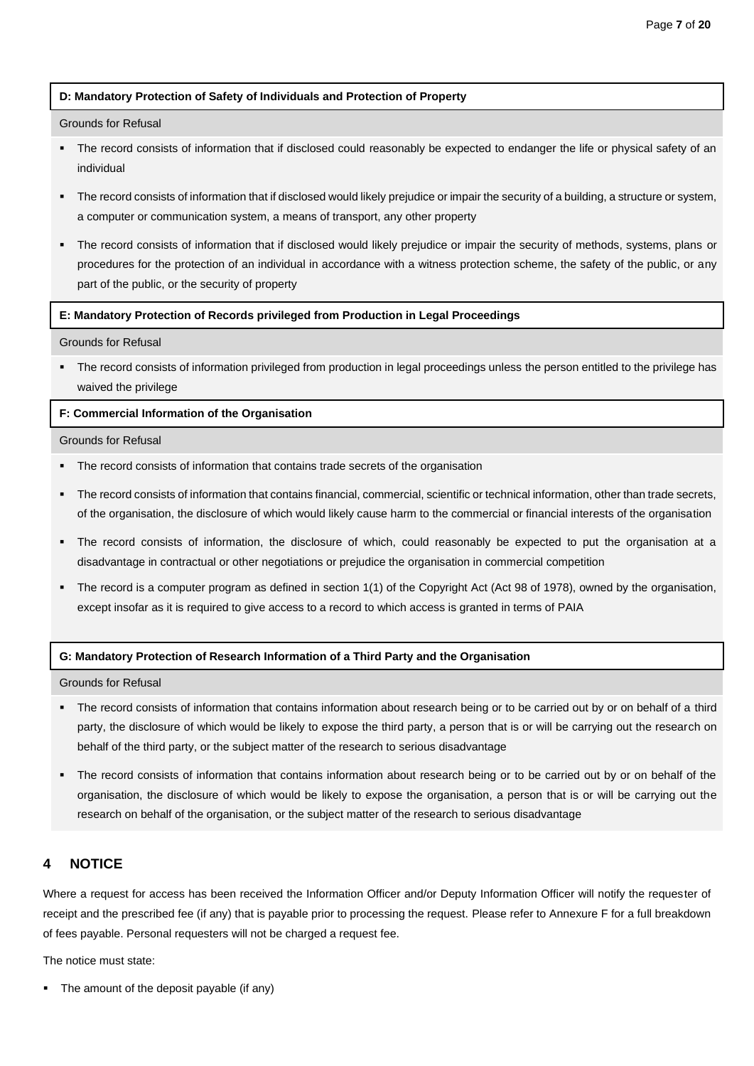**D: Mandatory Protection of Safety of Individuals and Protection of Property**

Grounds for Refusal

- The record consists of information that if disclosed could reasonably be expected to endanger the life or physical safety of an individual
- The record consists of information that if disclosed would likely prejudice or impair the security of a building, a structure or system, a computer or communication system, a means of transport, any other property
- The record consists of information that if disclosed would likely prejudice or impair the security of methods, systems, plans or procedures for the protection of an individual in accordance with a witness protection scheme, the safety of the public, or any part of the public, or the security of property

**E: Mandatory Protection of Records privileged from Production in Legal Proceedings**

Grounds for Refusal

- The record consists of information privileged from production in legal proceedings unless the person entitled to the privilege has waived the privilege

**F: Commercial Information of the Organisation**

Grounds for Refusal

- The record consists of information that contains trade secrets of the organisation
- The record consists of information that contains financial, commercial, scientific or technical information, other than trade secrets, of the organisation, the disclosure of which would likely cause harm to the commercial or financial interests of the organisation
- The record consists of information, the disclosure of which, could reasonably be expected to put the organisation at a disadvantage in contractual or other negotiations or prejudice the organisation in commercial competition
- The record is a computer program as defined in section 1(1) of the Copyright Act (Act 98 of 1978), owned by the organisation, except insofar as it is required to give access to a record to which access is granted in terms of PAIA

**G: Mandatory Protection of Research Information of a Third Party and the Organisation**

Grounds for Refusal

- The record consists of information that contains information about research being or to be carried out by or on behalf of a third party, the disclosure of which would be likely to expose the third party, a person that is or will be carrying out the research on behalf of the third party, or the subject matter of the research to serious disadvantage
- The record consists of information that contains information about research being or to be carried out by or on behalf of the organisation, the disclosure of which would be likely to expose the organisation, a person that is or will be carrying out the research on behalf of the organisation, or the subject matter of the research to serious disadvantage

## 4 NOTICE

Where a request for access has been received the Information Officer and/or Deputy Information Officer will notify the requester of receipt and the prescribed fee (if any) that is payable prior to processing the request. Please refer to Annexure F for a full breakdown of fees payable. Personal requesters will not be charged a request fee.

The notice must state:

- The amount of the deposit payable (if any)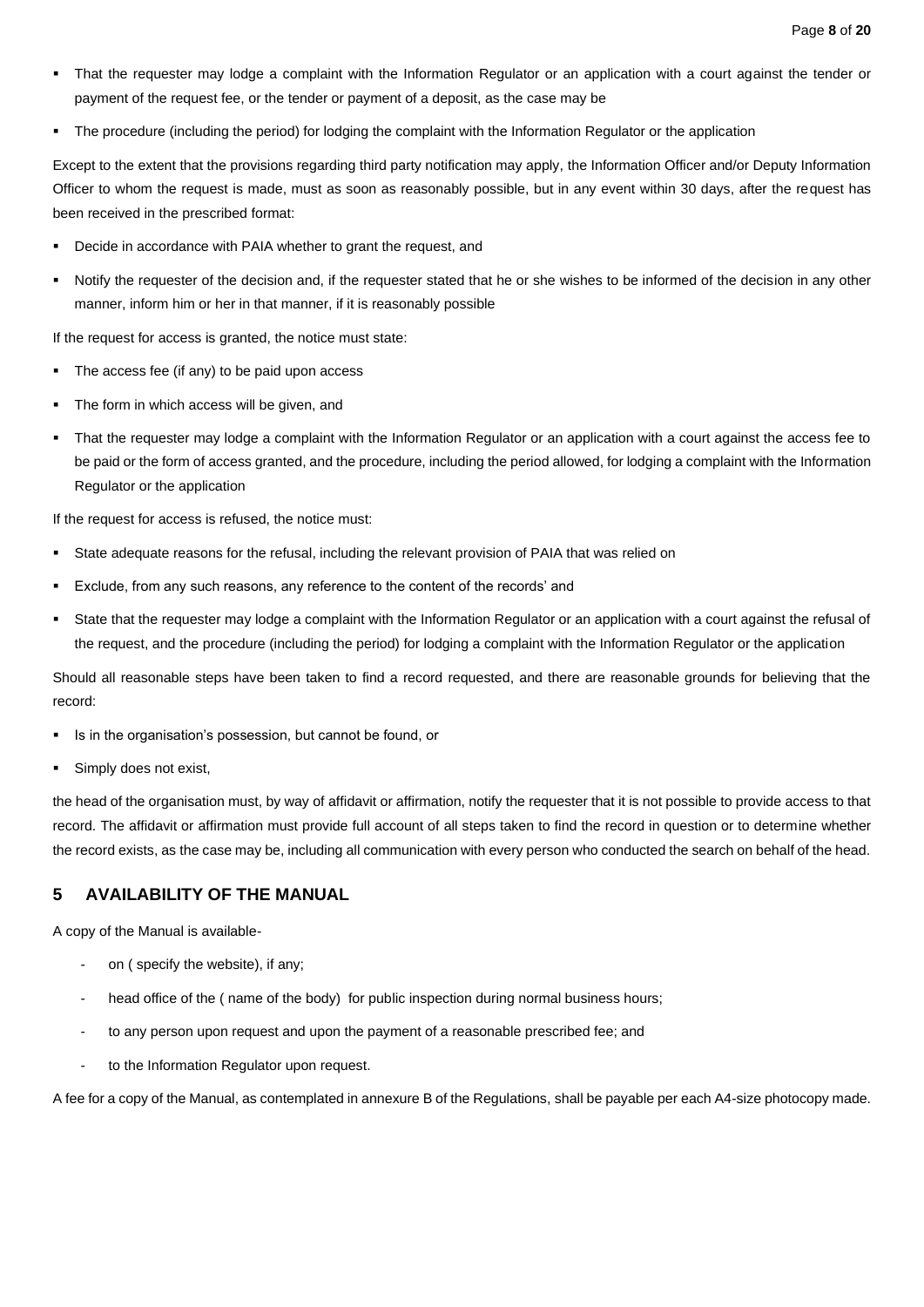- That the requester may lodge a complaint with the Information Regulator or an application with a court against the tender or payment of the request fee, or the tender or payment of a deposit, as the case may be
- The procedure (including the period) for lodging the complaint with the Information Regulator or the application

Except to the extent that the provisions regarding third party notification may apply, the Information Officer and/or Deputy Information Officer to whom the request is made, must as soon as reasonably possible, but in any event within 30 days, after the request has been received in the prescribed format:

- Decide in accordance with PAIA whether to grant the request, and
- Notify the requester of the decision and, if the requester stated that he or she wishes to be informed of the decision in any other manner, inform him or her in that manner, if it is reasonably possible

If the request for access is granted, the notice must state:

- The access fee (if any) to be paid upon access
- The form in which access will be given, and
- That the requester may lodge a complaint with the Information Regulator or an application with a court against the access fee to be paid or the form of access granted, and the procedure, including the period allowed, for lodging a complaint with the Information Regulator or the application

If the request for access is refused, the notice must:

- State adequate reasons for the refusal, including the relevant provision of PAIA that was relied on
- Exclude, from any such reasons, any reference to the content of the records' and
- State that the requester may lodge a complaint with the Information Regulator or an application with a court against the refusal of the request, and the procedure (including the period) for lodging a complaint with the Information Regulator or the application

Should all reasonable steps have been taken to find a record requested, and there are reasonable grounds for believing that the record:

- Is in the organisation's possession, but cannot be found, or
- Simply does not exist,

the head of the organisation must, by way of affidavit or affirmation, notify the requester that it is not possible to provide access to that record. The affidavit or affirmation must provide full account of all steps taken to find the record in question or to determine whether the record exists, as the case may be, including all communication with every person who conducted the search on behalf of the head.

## 5 AVAILABILITY OF THE MANUAL

A copy of the Manual is available-

- on ( specify the website), if any;
- head office of the ( name of the body) for public inspection during normal business hours;
- to any person upon request and upon the payment of a reasonable prescribed fee; and
- to the Information Regulator upon request.

A fee for a copy of the Manual, as contemplated in annexure B of the Regulations, shall be payable per each A4-size photocopy made.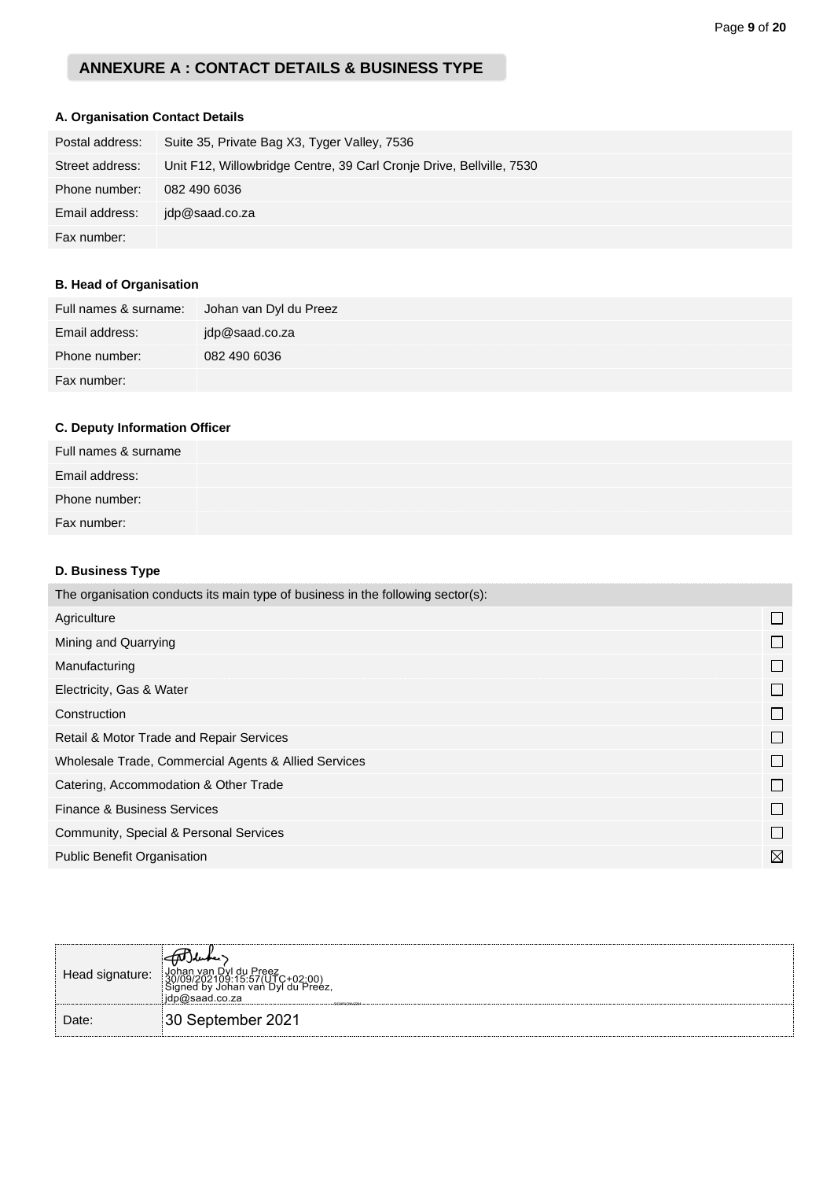## ANNEXURE A : CONTACT DETAILS & BUSINESS TYPE

### A. Organisation Contact Details

| | |
|---|---|
| Postal address: | Suite 35, Private Bag X3, Tyger Valley, 7536 |
| Street address: | Unit F12, Willowbridge Centre, 39 Carl Cronje Drive, Bellville, 7530 |
| Phone number: | 082 490 6036 |
| Email address: | jdp@saad.co.za |
| Fax number: | |

### B. Head of Organisation

| | |
|---|---|
| Full names & surname: | Johan van Dyl du Preez |
| Email address: | jdp@saad.co.za |
| Phone number: | 082 490 6036 |
| Fax number: | |

### C. Deputy Information Officer

| | |
|---|---|
| Full names & surname | |
| Email address: | |
| Phone number: | |
| Fax number: | |

### D. Business Type

| The organisation conducts its main type of business in the following sector(s): | |
|---|---|
| Agriculture | ☐ |
| Mining and Quarrying | ☐ |
| Manufacturing | ☐ |
| Electricity, Gas & Water | ☐ |
| Construction | ☐ |
| Retail & Motor Trade and Repair Services | ☐ |
| Wholesale Trade, Commercial Agents & Allied Services | ☐ |
| Catering, Accommodation & Other Trade | ☐ |
| Finance & Business Services | ☐ |
| Community, Special & Personal Services | ☐ |
| Public Benefit Organisation | ☒ |

| | |
|---|---|
| Head signature: | Johan van Dyl du Preez 30/09/2021 09:15:57(UTC+02:00) Signed by Johan van Dyl du Preez, jdp@saad.co.za |
| Date: | 30 September 2021 |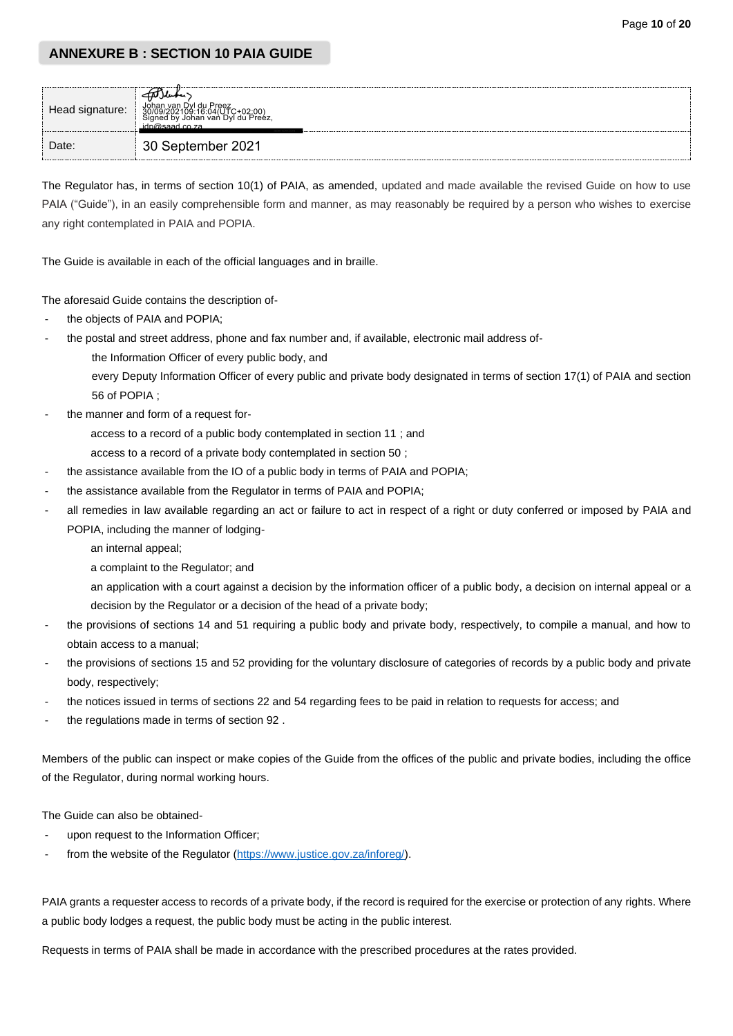## ANNEXURE B : SECTION 10 PAIA GUIDE

| Head signature: | Johan van Dyl du Preez 30/09/2021 09:16:04 (UTC+02:00) Signed by Johan van Dyl du Preez, jdp@saad.co.za |
|---|---|
| Date: | 30 September 2021 |

The Regulator has, in terms of section 10(1) of PAIA, as amended, updated and made available the revised Guide on how to use PAIA ("Guide"), in an easily comprehensible form and manner, as may reasonably be required by a person who wishes to exercise any right contemplated in PAIA and POPIA.

The Guide is available in each of the official languages and in braille.

The aforesaid Guide contains the description of-

- the objects of PAIA and POPIA;
- the postal and street address, phone and fax number and, if available, electronic mail address of-
  - the Information Officer of every public body, and
  - every Deputy Information Officer of every public and private body designated in terms of section 17(1) of PAIA and section 56 of POPIA ;
- the manner and form of a request for-
  - access to a record of a public body contemplated in section 11 ; and
  - access to a record of a private body contemplated in section 50 ;
- the assistance available from the IO of a public body in terms of PAIA and POPIA;
- the assistance available from the Regulator in terms of PAIA and POPIA;
- all remedies in law available regarding an act or failure to act in respect of a right or duty conferred or imposed by PAIA and POPIA, including the manner of lodging-
  - an internal appeal;
  - a complaint to the Regulator; and
  - an application with a court against a decision by the information officer of a public body, a decision on internal appeal or a decision by the Regulator or a decision of the head of a private body;
- the provisions of sections 14 and 51 requiring a public body and private body, respectively, to compile a manual, and how to obtain access to a manual;
- the provisions of sections 15 and 52 providing for the voluntary disclosure of categories of records by a public body and private body, respectively;
- the notices issued in terms of sections 22 and 54 regarding fees to be paid in relation to requests for access; and
- the regulations made in terms of section 92 .

Members of the public can inspect or make copies of the Guide from the offices of the public and private bodies, including the office of the Regulator, during normal working hours.

The Guide can also be obtained-

- upon request to the Information Officer;
- from the website of the Regulator (https://www.justice.gov.za/inforeg/).

PAIA grants a requester access to records of a private body, if the record is required for the exercise or protection of any rights. Where a public body lodges a request, the public body must be acting in the public interest.

Requests in terms of PAIA shall be made in accordance with the prescribed procedures at the rates provided.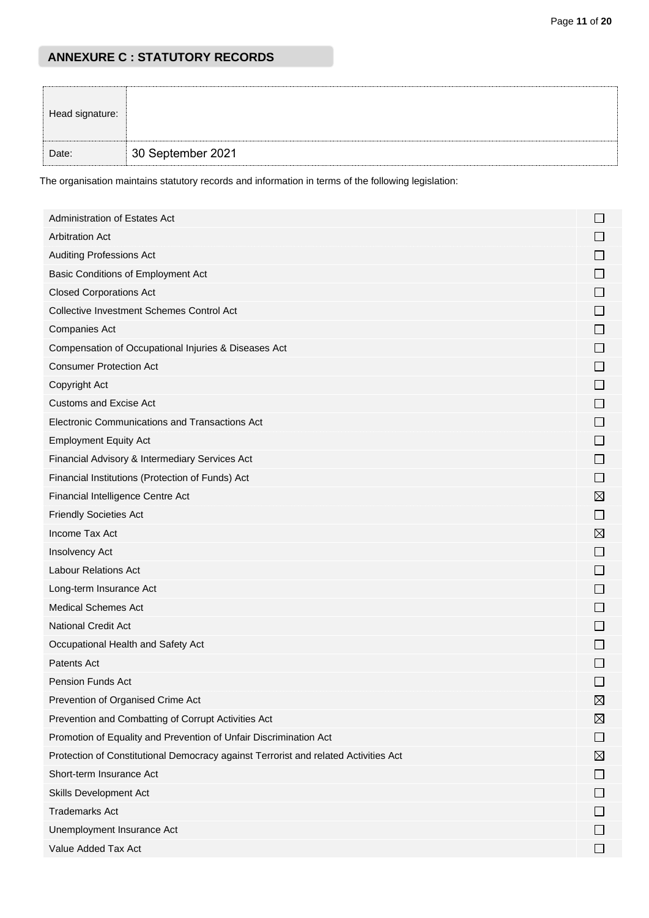## ANNEXURE C : STATUTORY RECORDS

| Head signature: | |
|---|---|
| Date: | 30 September 2021 |

The organisation maintains statutory records and information in terms of the following legislation:

| Legislation | |
|---|---|
| Administration of Estates Act | ☐ |
| Arbitration Act | ☐ |
| Auditing Professions Act | ☐ |
| Basic Conditions of Employment Act | ☐ |
| Closed Corporations Act | ☐ |
| Collective Investment Schemes Control Act | ☐ |
| Companies Act | ☐ |
| Compensation of Occupational Injuries & Diseases Act | ☐ |
| Consumer Protection Act | ☐ |
| Copyright Act | ☐ |
| Customs and Excise Act | ☐ |
| Electronic Communications and Transactions Act | ☐ |
| Employment Equity Act | ☐ |
| Financial Advisory & Intermediary Services Act | ☐ |
| Financial Institutions (Protection of Funds) Act | ☐ |
| Financial Intelligence Centre Act | ☒ |
| Friendly Societies Act | ☐ |
| Income Tax Act | ☒ |
| Insolvency Act | ☐ |
| Labour Relations Act | ☐ |
| Long-term Insurance Act | ☐ |
| Medical Schemes Act | ☐ |
| National Credit Act | ☐ |
| Occupational Health and Safety Act | ☐ |
| Patents Act | ☐ |
| Pension Funds Act | ☐ |
| Prevention of Organised Crime Act | ☒ |
| Prevention and Combatting of Corrupt Activities Act | ☒ |
| Promotion of Equality and Prevention of Unfair Discrimination Act | ☐ |
| Protection of Constitutional Democracy against Terrorist and related Activities Act | ☒ |
| Short-term Insurance Act | ☐ |
| Skills Development Act | ☐ |
| Trademarks Act | ☐ |
| Unemployment Insurance Act | ☐ |
| Value Added Tax Act | ☐ |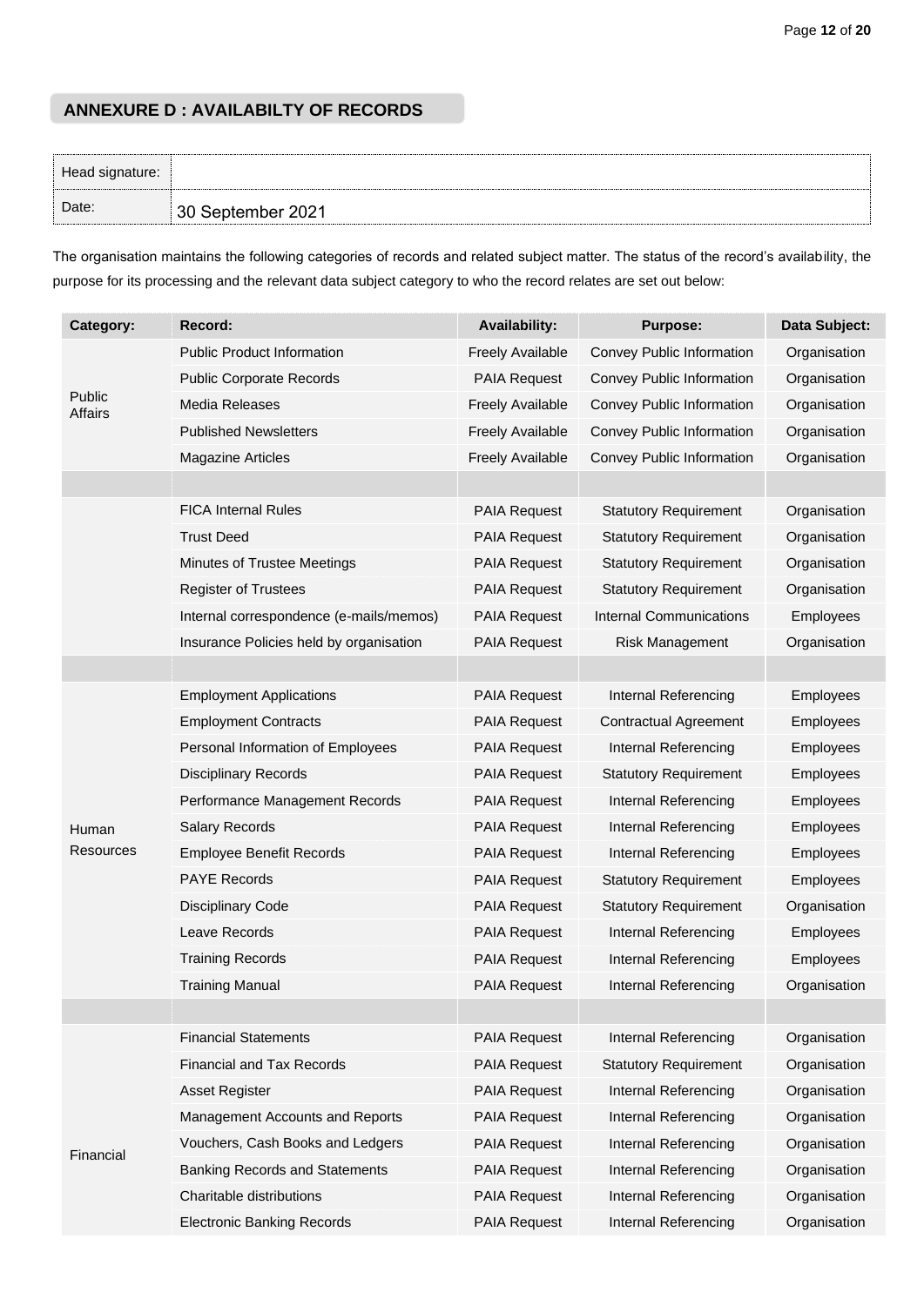## ANNEXURE D : AVAILABILTY OF RECORDS

| Head signature: | |
|---|---|
| Date: | 30 September 2021 |

The organisation maintains the following categories of records and related subject matter. The status of the record's availability, the purpose for its processing and the relevant data subject category to who the record relates are set out below:

| Category: | Record: | Availability: | Purpose: | Data Subject: |
|---|---|---|---|---|
| Public Affairs | Public Product Information | Freely Available | Convey Public Information | Organisation |
| | Public Corporate Records | PAIA Request | Convey Public Information | Organisation |
| | Media Releases | Freely Available | Convey Public Information | Organisation |
| | Published Newsletters | Freely Available | Convey Public Information | Organisation |
| | Magazine Articles | Freely Available | Convey Public Information | Organisation |
| | | | | |
| | FICA Internal Rules | PAIA Request | Statutory Requirement | Organisation |
| | Trust Deed | PAIA Request | Statutory Requirement | Organisation |
| | Minutes of Trustee Meetings | PAIA Request | Statutory Requirement | Organisation |
| | Register of Trustees | PAIA Request | Statutory Requirement | Organisation |
| | Internal correspondence (e-mails/memos) | PAIA Request | Internal Communications | Employees |
| | Insurance Policies held by organisation | PAIA Request | Risk Management | Organisation |
| | | | | |
| Human Resources | Employment Applications | PAIA Request | Internal Referencing | Employees |
| | Employment Contracts | PAIA Request | Contractual Agreement | Employees |
| | Personal Information of Employees | PAIA Request | Internal Referencing | Employees |
| | Disciplinary Records | PAIA Request | Statutory Requirement | Employees |
| | Performance Management Records | PAIA Request | Internal Referencing | Employees |
| | Salary Records | PAIA Request | Internal Referencing | Employees |
| | Employee Benefit Records | PAIA Request | Internal Referencing | Employees |
| | PAYE Records | PAIA Request | Statutory Requirement | Employees |
| | Disciplinary Code | PAIA Request | Statutory Requirement | Organisation |
| | Leave Records | PAIA Request | Internal Referencing | Employees |
| | Training Records | PAIA Request | Internal Referencing | Employees |
| | Training Manual | PAIA Request | Internal Referencing | Organisation |
| | | | | |
| Financial | Financial Statements | PAIA Request | Internal Referencing | Organisation |
| | Financial and Tax Records | PAIA Request | Statutory Requirement | Organisation |
| | Asset Register | PAIA Request | Internal Referencing | Organisation |
| | Management Accounts and Reports | PAIA Request | Internal Referencing | Organisation |
| | Vouchers, Cash Books and Ledgers | PAIA Request | Internal Referencing | Organisation |
| | Banking Records and Statements | PAIA Request | Internal Referencing | Organisation |
| | Charitable distributions | PAIA Request | Internal Referencing | Organisation |
| | Electronic Banking Records | PAIA Request | Internal Referencing | Organisation |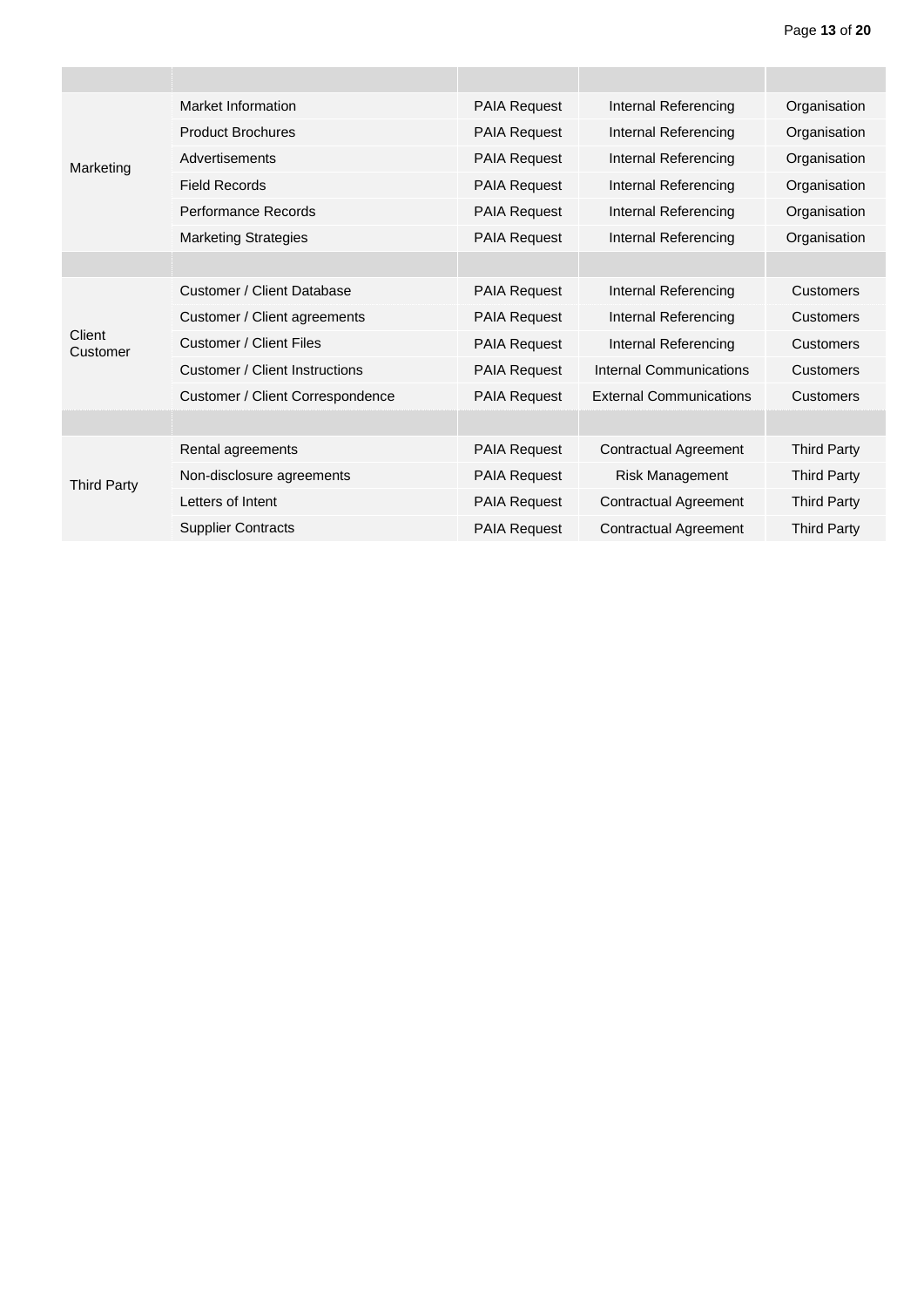| | | | | |
|---|---|---|---|---|
| Marketing | Market Information | PAIA Request | Internal Referencing | Organisation |
| | Product Brochures | PAIA Request | Internal Referencing | Organisation |
| | Advertisements | PAIA Request | Internal Referencing | Organisation |
| | Field Records | PAIA Request | Internal Referencing | Organisation |
| | Performance Records | PAIA Request | Internal Referencing | Organisation |
| | Marketing Strategies | PAIA Request | Internal Referencing | Organisation |
| | | | | |
| Client Customer | Customer / Client Database | PAIA Request | Internal Referencing | Customers |
| | Customer / Client agreements | PAIA Request | Internal Referencing | Customers |
| | Customer / Client Files | PAIA Request | Internal Referencing | Customers |
| | Customer / Client Instructions | PAIA Request | Internal Communications | Customers |
| | Customer / Client Correspondence | PAIA Request | External Communications | Customers |
| | | | | |
| Third Party | Rental agreements | PAIA Request | Contractual Agreement | Third Party |
| | Non-disclosure agreements | PAIA Request | Risk Management | Third Party |
| | Letters of Intent | PAIA Request | Contractual Agreement | Third Party |
| | Supplier Contracts | PAIA Request | Contractual Agreement | Third Party |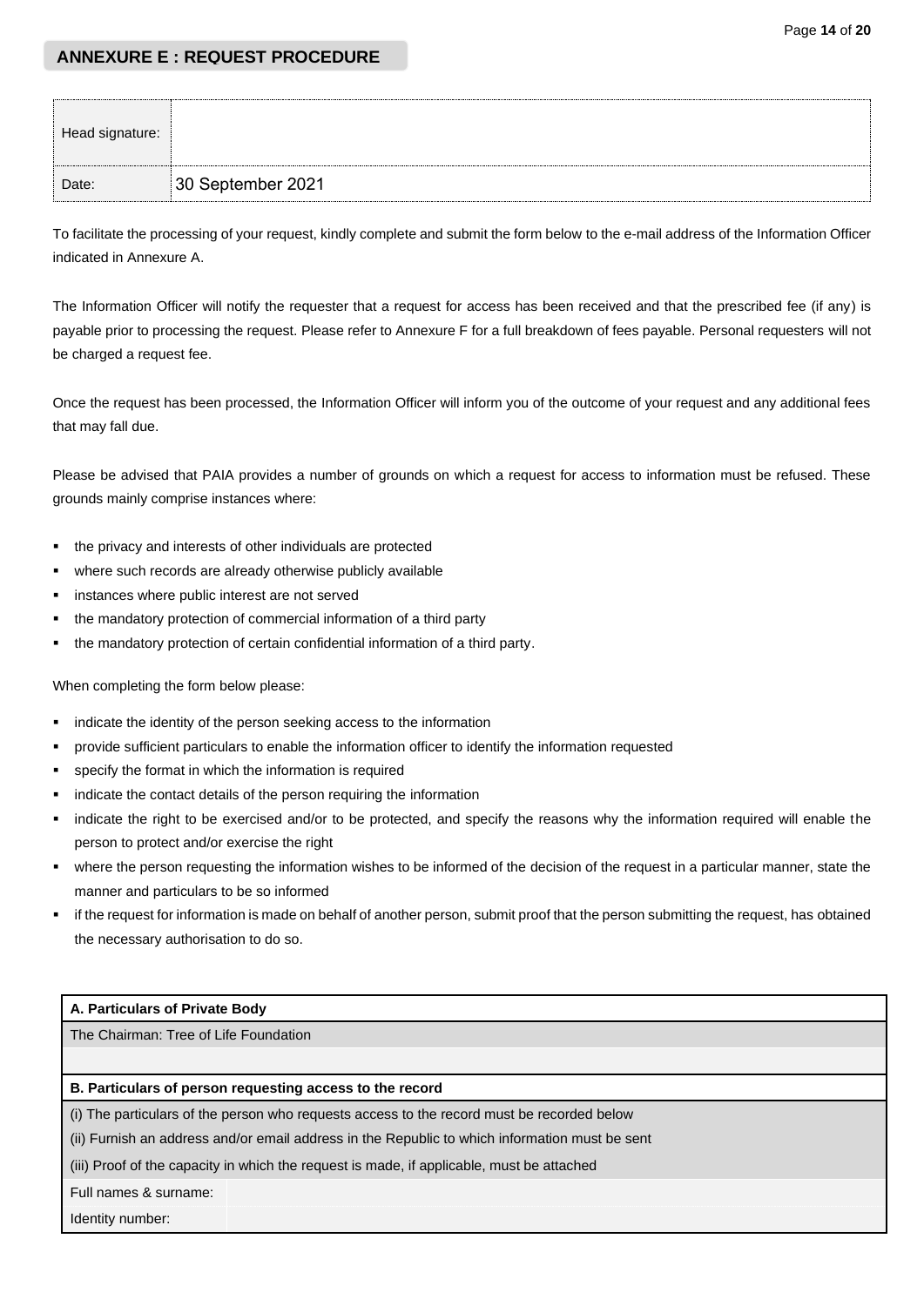## ANNEXURE E : REQUEST PROCEDURE

| Head signature: | |
|---|---|
| Date: | 30 September 2021 |

To facilitate the processing of your request, kindly complete and submit the form below to the e-mail address of the Information Officer indicated in Annexure A.

The Information Officer will notify the requester that a request for access has been received and that the prescribed fee (if any) is payable prior to processing the request. Please refer to Annexure F for a full breakdown of fees payable. Personal requesters will not be charged a request fee.

Once the request has been processed, the Information Officer will inform you of the outcome of your request and any additional fees that may fall due.

Please be advised that PAIA provides a number of grounds on which a request for access to information must be refused. These grounds mainly comprise instances where:

- the privacy and interests of other individuals are protected
- where such records are already otherwise publicly available
- instances where public interest are not served
- the mandatory protection of commercial information of a third party
- the mandatory protection of certain confidential information of a third party.

When completing the form below please:

- indicate the identity of the person seeking access to the information
- provide sufficient particulars to enable the information officer to identify the information requested
- specify the format in which the information is required
- indicate the contact details of the person requiring the information
- indicate the right to be exercised and/or to be protected, and specify the reasons why the information required will enable the person to protect and/or exercise the right
- where the person requesting the information wishes to be informed of the decision of the request in a particular manner, state the manner and particulars to be so informed
- if the request for information is made on behalf of another person, submit proof that the person submitting the request, has obtained the necessary authorisation to do so.

| **A. Particulars of Private Body** | |
|---|---|
| The Chairman: Tree of Life Foundation | |
| | |
| **B. Particulars of person requesting access to the record** | |
| (i) The particulars of the person who requests access to the record must be recorded below | |
| (ii) Furnish an address and/or email address in the Republic to which information must be sent | |
| (iii) Proof of the capacity in which the request is made, if applicable, must be attached | |
| Full names & surname: | |
| Identity number: | |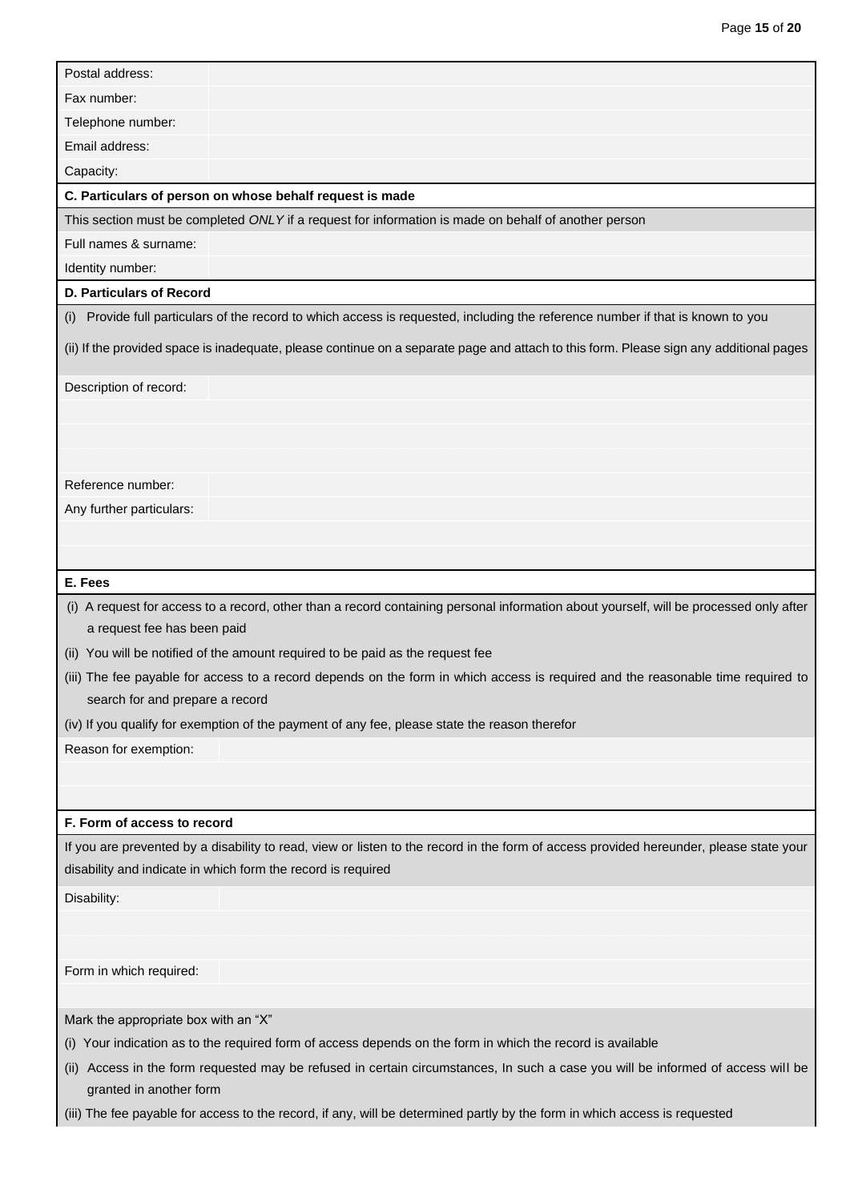| | |
|---|---|
| Postal address: | |
| Fax number: | |
| Telephone number: | |
| Email address: | |
| Capacity: | |

**C. Particulars of person on whose behalf request is made**

This section must be completed *ONLY* if a request for information is made on behalf of another person

| | |
|---|---|
| Full names & surname: | |
| Identity number: | |

**D. Particulars of Record**

(i) Provide full particulars of the record to which access is requested, including the reference number if that is known to you

(ii) If the provided space is inadequate, please continue on a separate page and attach to this form. Please sign any additional pages

| | |
|---|---|
| Description of record: | |
| | |
| | |
| | |
| Reference number: | |
| Any further particulars: | |
| | |
| | |

**E. Fees**

(i) A request for access to a record, other than a record containing personal information about yourself, will be processed only after a request fee has been paid

(ii) You will be notified of the amount required to be paid as the request fee

(iii) The fee payable for access to a record depends on the form in which access is required and the reasonable time required to search for and prepare a record

(iv) If you qualify for exemption of the payment of any fee, please state the reason therefor

| | |
|---|---|
| Reason for exemption: | |
| | |
| | |

**F. Form of access to record**

If you are prevented by a disability to read, view or listen to the record in the form of access provided hereunder, please state your disability and indicate in which form the record is required

| | |
|---|---|
| Disability: | |
| | |
| | |
| Form in which required: | |
| | |

Mark the appropriate box with an "X"

(i) Your indication as to the required form of access depends on the form in which the record is available

(ii) Access in the form requested may be refused in certain circumstances, In such a case you will be informed of access will be granted in another form

(iii) The fee payable for access to the record, if any, will be determined partly by the form in which access is requested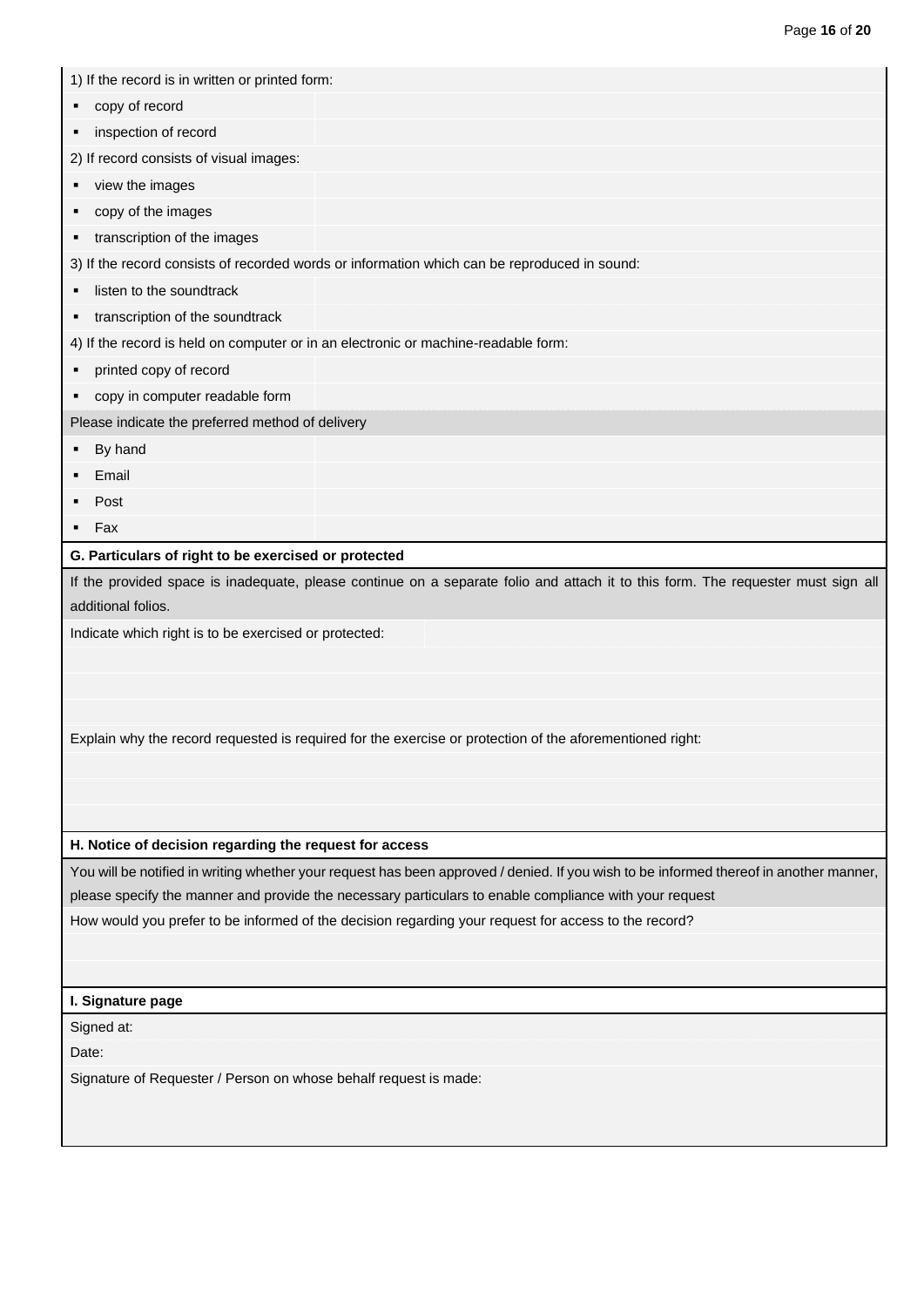1) If the record is in written or printed form:

- copy of record
- inspection of record

2) If record consists of visual images:

- view the images
- copy of the images
- transcription of the images

3) If the record consists of recorded words or information which can be reproduced in sound:

- listen to the soundtrack
- transcription of the soundtrack

4) If the record is held on computer or in an electronic or machine-readable form:

- printed copy of record
- copy in computer readable form

Please indicate the preferred method of delivery

- By hand
- Email
- Post
- Fax

**G. Particulars of right to be exercised or protected**

If the provided space is inadequate, please continue on a separate folio and attach it to this form. The requester must sign all additional folios.

Indicate which right is to be exercised or protected:

Explain why the record requested is required for the exercise or protection of the aforementioned right:

**H. Notice of decision regarding the request for access**

You will be notified in writing whether your request has been approved / denied. If you wish to be informed thereof in another manner, please specify the manner and provide the necessary particulars to enable compliance with your request

How would you prefer to be informed of the decision regarding your request for access to the record?

**I. Signature page**

Signed at:

Date:

Signature of Requester / Person on whose behalf request is made: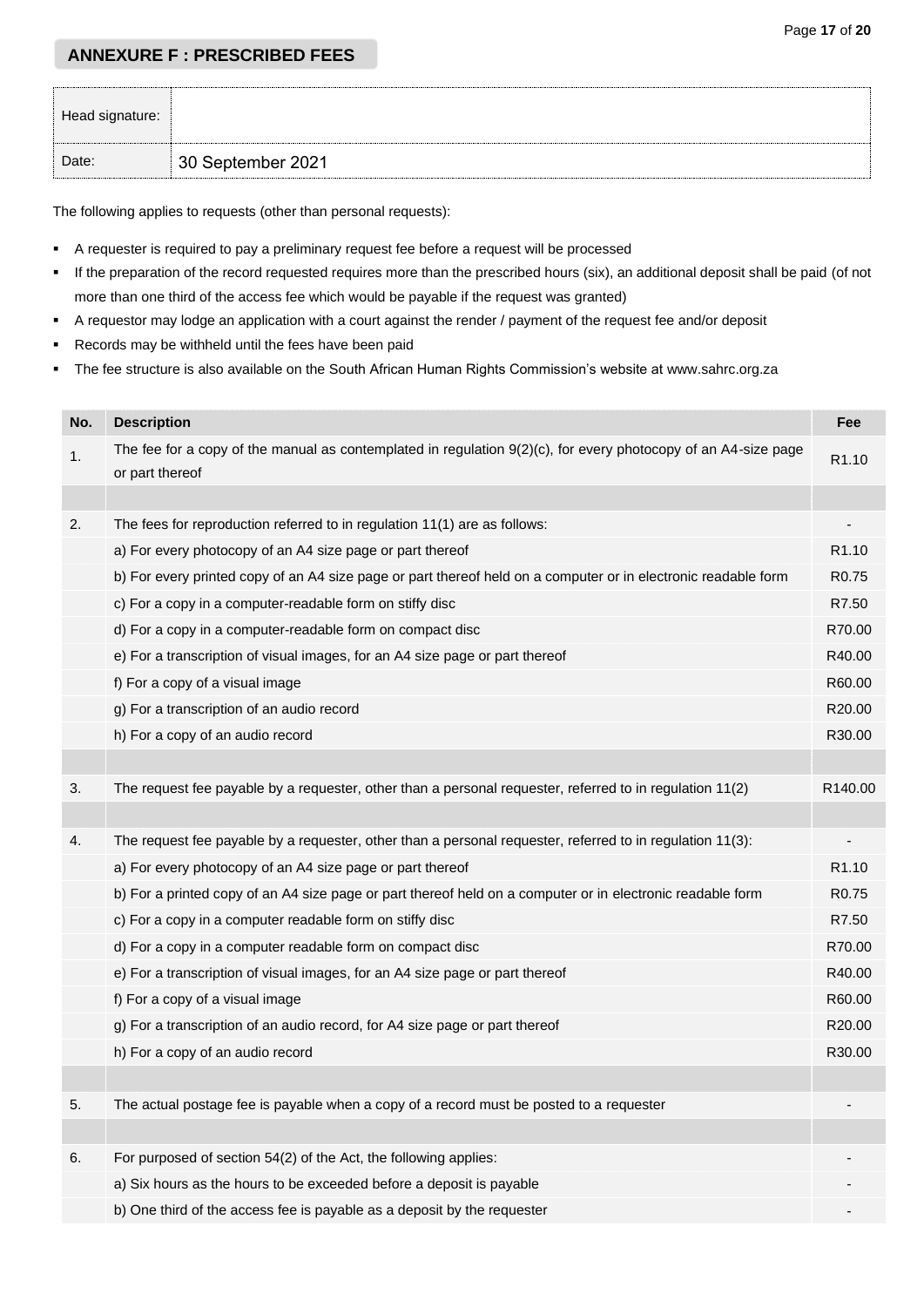## ANNEXURE F : PRESCRIBED FEES

| Head signature: | |
|---|---|
| Date: | 30 September 2021 |

The following applies to requests (other than personal requests):

- A requester is required to pay a preliminary request fee before a request will be processed
- If the preparation of the record requested requires more than the prescribed hours (six), an additional deposit shall be paid (of not more than one third of the access fee which would be payable if the request was granted)
- A requestor may lodge an application with a court against the render / payment of the request fee and/or deposit
- Records may be withheld until the fees have been paid
- The fee structure is also available on the South African Human Rights Commission's website at www.sahrc.org.za

| No. | Description | Fee |
|---|---|---|
| 1. | The fee for a copy of the manual as contemplated in regulation 9(2)(c), for every photocopy of an A4-size page or part thereof | R1.10 |
| | | |
| 2. | The fees for reproduction referred to in regulation 11(1) are as follows: | - |
| | a) For every photocopy of an A4 size page or part thereof | R1.10 |
| | b) For every printed copy of an A4 size page or part thereof held on a computer or in electronic readable form | R0.75 |
| | c) For a copy in a computer-readable form on stiffy disc | R7.50 |
| | d) For a copy in a computer-readable form on compact disc | R70.00 |
| | e) For a transcription of visual images, for an A4 size page or part thereof | R40.00 |
| | f) For a copy of a visual image | R60.00 |
| | g) For a transcription of an audio record | R20.00 |
| | h) For a copy of an audio record | R30.00 |
| | | |
| 3. | The request fee payable by a requester, other than a personal requester, referred to in regulation 11(2) | R140.00 |
| | | |
| 4. | The request fee payable by a requester, other than a personal requester, referred to in regulation 11(3): | - |
| | a) For every photocopy of an A4 size page or part thereof | R1.10 |
| | b) For a printed copy of an A4 size page or part thereof held on a computer or in electronic readable form | R0.75 |
| | c) For a copy in a computer readable form on stiffy disc | R7.50 |
| | d) For a copy in a computer readable form on compact disc | R70.00 |
| | e) For a transcription of visual images, for an A4 size page or part thereof | R40.00 |
| | f) For a copy of a visual image | R60.00 |
| | g) For a transcription of an audio record, for A4 size page or part thereof | R20.00 |
| | h) For a copy of an audio record | R30.00 |
| | | |
| 5. | The actual postage fee is payable when a copy of a record must be posted to a requester | - |
| | | |
| 6. | For purposed of section 54(2) of the Act, the following applies: | - |
| | a) Six hours as the hours to be exceeded before a deposit is payable | - |
| | b) One third of the access fee is payable as a deposit by the requester | - |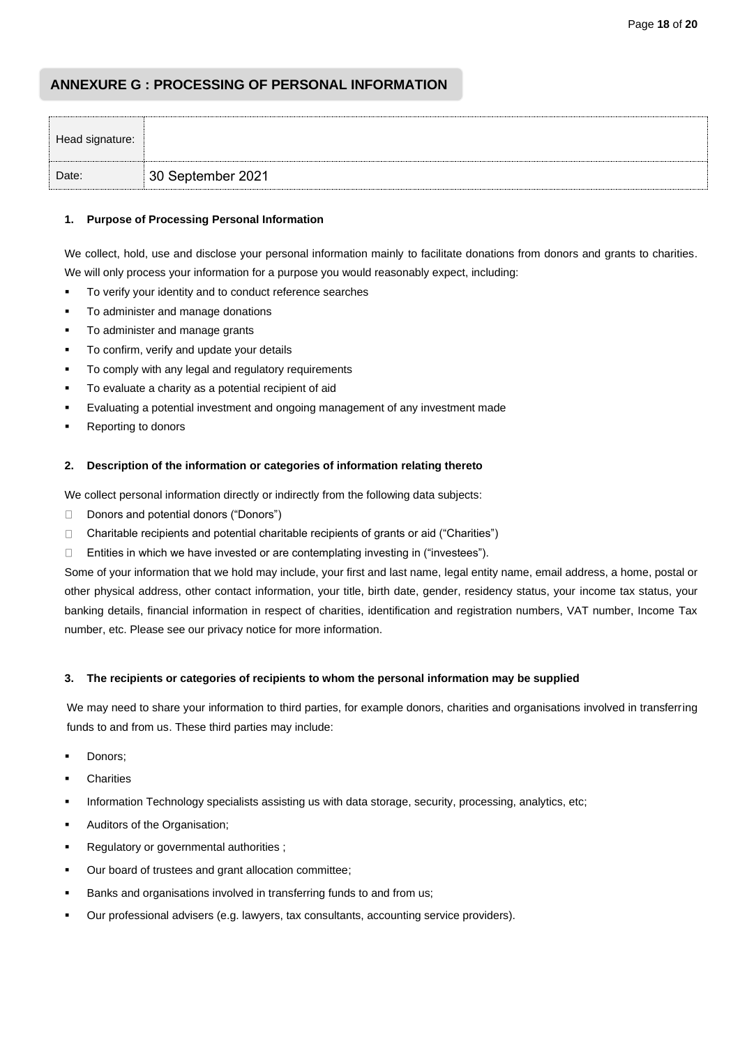## ANNEXURE G : PROCESSING OF PERSONAL INFORMATION

| Head signature: | |
|---|---|
| Date: | 30 September 2021 |

**1. Purpose of Processing Personal Information**

We collect, hold, use and disclose your personal information mainly to facilitate donations from donors and grants to charities. We will only process your information for a purpose you would reasonably expect, including:

- To verify your identity and to conduct reference searches
- To administer and manage donations
- To administer and manage grants
- To confirm, verify and update your details
- To comply with any legal and regulatory requirements
- To evaluate a charity as a potential recipient of aid
- Evaluating a potential investment and ongoing management of any investment made
- Reporting to donors

**2. Description of the information or categories of information relating thereto**

We collect personal information directly or indirectly from the following data subjects:

- Donors and potential donors ("Donors")
- Charitable recipients and potential charitable recipients of grants or aid ("Charities")
- Entities in which we have invested or are contemplating investing in ("investees").

Some of your information that we hold may include, your first and last name, legal entity name, email address, a home, postal or other physical address, other contact information, your title, birth date, gender, residency status, your income tax status, your banking details, financial information in respect of charities, identification and registration numbers, VAT number, Income Tax number, etc. Please see our privacy notice for more information.

**3. The recipients or categories of recipients to whom the personal information may be supplied**

We may need to share your information to third parties, for example donors, charities and organisations involved in transferring funds to and from us. These third parties may include:

- Donors;
- Charities
- Information Technology specialists assisting us with data storage, security, processing, analytics, etc;
- Auditors of the Organisation;
- Regulatory or governmental authorities ;
- Our board of trustees and grant allocation committee;
- Banks and organisations involved in transferring funds to and from us;
- Our professional advisers (e.g. lawyers, tax consultants, accounting service providers).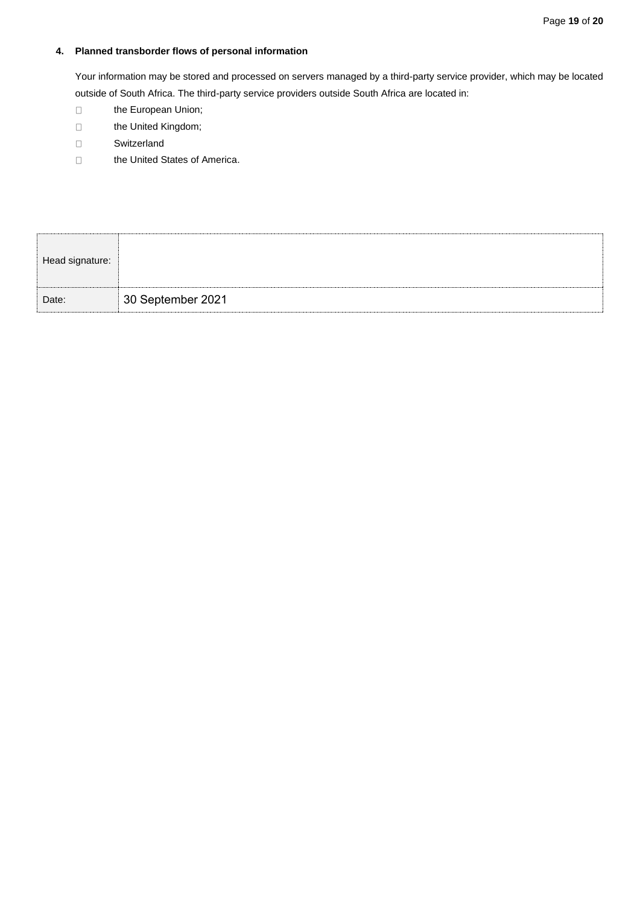#### 4. Planned transborder flows of personal information

Your information may be stored and processed on servers managed by a third-party service provider, which may be located outside of South Africa. The third-party service providers outside South Africa are located in:

- the European Union;
- the United Kingdom;
- Switzerland
- the United States of America.

| | |
|---|---|
| Head signature: | |
| Date: | 30 September 2021 |